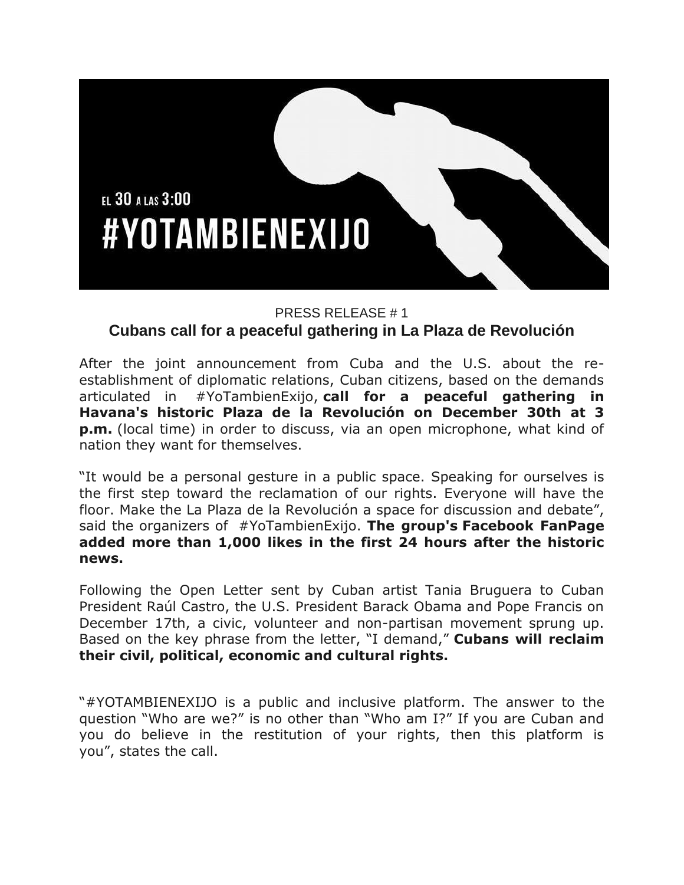EL 30 A LAS 3:00

#YOTAMBIENEXIJO

PRESS RELEASE # 1

## Cubans call for a peaceful gathering in La Plaza de Revolución

After the joint announcement from Cuba and the U.S. about the re-establishment of diplomatic relations, Cuban citizens, based on the demands articulated in #YoTambienExijo, **call for a peaceful gathering in Havana's historic Plaza de la Revolución on December 30th at 3 p.m.** (local time) in order to discuss, via an open microphone, what kind of nation they want for themselves.

"It would be a personal gesture in a public space. Speaking for ourselves is the first step toward the reclamation of our rights. Everyone will have the floor. Make the La Plaza de la Revolución a space for discussion and debate", said the organizers of #YoTambienExijo. **The group's Facebook FanPage added more than 1,000 likes in the first 24 hours after the historic news.**

Following the Open Letter sent by Cuban artist Tania Bruguera to Cuban President Raúl Castro, the U.S. President Barack Obama and Pope Francis on December 17th, a civic, volunteer and non-partisan movement sprung up. Based on the key phrase from the letter, "I demand," **Cubans will reclaim their civil, political, economic and cultural rights.**

"#YOTAMBIENEXIJO is a public and inclusive platform. The answer to the question "Who are we?" is no other than "Who am I?" If you are Cuban and you do believe in the restitution of your rights, then this platform is you", states the call.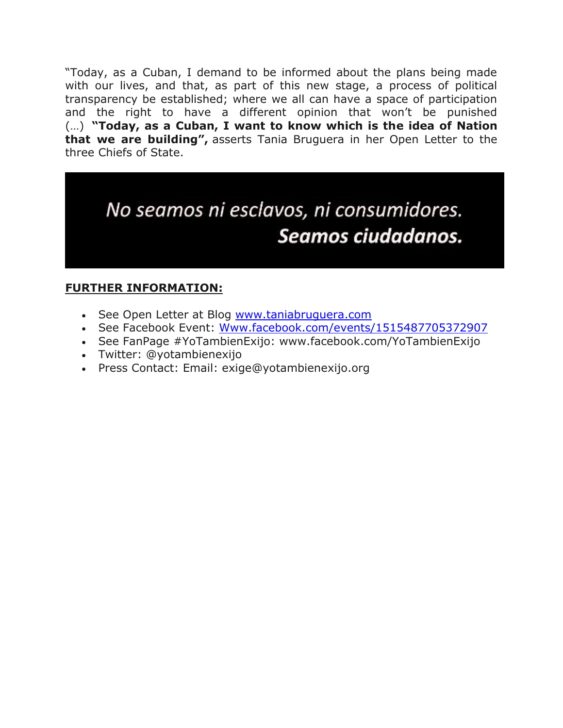"Today, as a Cuban, I demand to be informed about the plans being made with our lives, and that, as part of this new stage, a process of political transparency be established; where we all can have a space of participation and the right to have a different opinion that won't be punished (…) **"Today, as a Cuban, I want to know which is the idea of Nation that we are building",** asserts Tania Bruguera in her Open Letter to the three Chiefs of State.

*No seamos ni esclavos, ni consumidores.*
***Seamos ciudadanos.***

**FURTHER INFORMATION:**

- See Open Letter at Blog www.taniabruguera.com
- See Facebook Event: Www.facebook.com/events/1515487705372907
- See FanPage #YoTambienExijo: www.facebook.com/YoTambienExijo
- Twitter: @yotambienexijo
- Press Contact: Email: exige@yotambienexijo.org